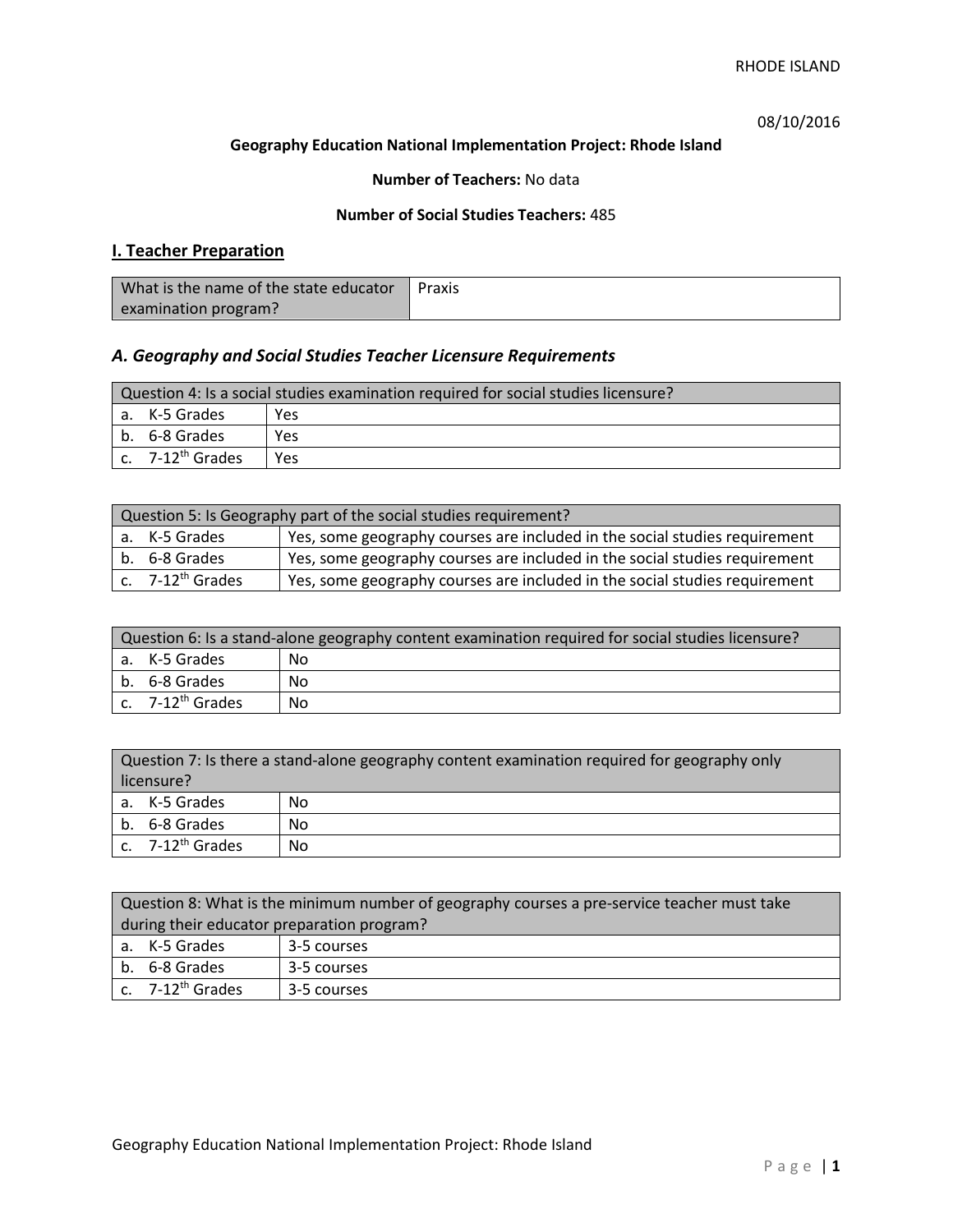08/10/2016

**Geography Education National Implementation Project: Rhode Island**

**Number of Teachers:** No data

**Number of Social Studies Teachers:** 485

## I. Teacher Preparation

| What is the name of the state educator examination program? | Praxis |
|---|---|

### *A. Geography and Social Studies Teacher Licensure Requirements*

| Question 4: Is a social studies examination required for social studies licensure? | |
|---|---|
| a. K-5 Grades | Yes |
| b. 6-8 Grades | Yes |
| c. 7-12th Grades | Yes |

| Question 5: Is Geography part of the social studies requirement? | |
|---|---|
| a. K-5 Grades | Yes, some geography courses are included in the social studies requirement |
| b. 6-8 Grades | Yes, some geography courses are included in the social studies requirement |
| c. 7-12th Grades | Yes, some geography courses are included in the social studies requirement |

| Question 6: Is a stand-alone geography content examination required for social studies licensure? | |
|---|---|
| a. K-5 Grades | No |
| b. 6-8 Grades | No |
| c. 7-12th Grades | No |

| Question 7: Is there a stand-alone geography content examination required for geography only licensure? | |
|---|---|
| a. K-5 Grades | No |
| b. 6-8 Grades | No |
| c. 7-12th Grades | No |

| Question 8: What is the minimum number of geography courses a pre-service teacher must take during their educator preparation program? | |
|---|---|
| a. K-5 Grades | 3-5 courses |
| b. 6-8 Grades | 3-5 courses |
| c. 7-12th Grades | 3-5 courses |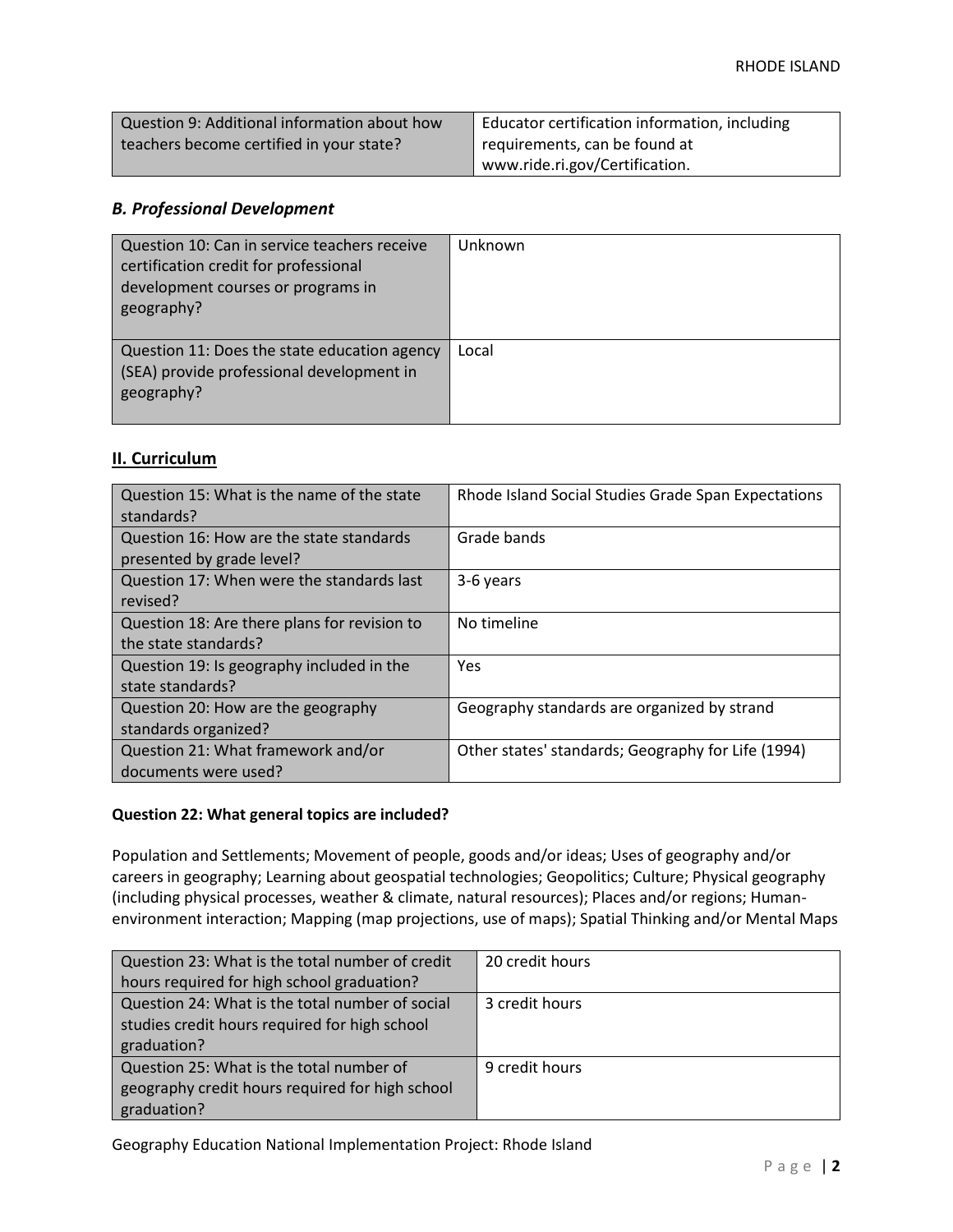| Question 9: Additional information about how teachers become certified in your state? | Educator certification information, including requirements, can be found at www.ride.ri.gov/Certification. |
|---|---|

### *B. Professional Development*

| Question 10: Can in service teachers receive certification credit for professional development courses or programs in geography? | Unknown |
|---|---|
| Question 11: Does the state education agency (SEA) provide professional development in geography? | Local |

## II. Curriculum

| Question 15: What is the name of the state standards? | Rhode Island Social Studies Grade Span Expectations |
|---|---|
| Question 16: How are the state standards presented by grade level? | Grade bands |
| Question 17: When were the standards last revised? | 3-6 years |
| Question 18: Are there plans for revision to the state standards? | No timeline |
| Question 19: Is geography included in the state standards? | Yes |
| Question 20: How are the geography standards organized? | Geography standards are organized by strand |
| Question 21: What framework and/or documents were used? | Other states' standards; Geography for Life (1994) |

**Question 22: What general topics are included?**

Population and Settlements; Movement of people, goods and/or ideas; Uses of geography and/or careers in geography; Learning about geospatial technologies; Geopolitics; Culture; Physical geography (including physical processes, weather & climate, natural resources); Places and/or regions; Human-environment interaction; Mapping (map projections, use of maps); Spatial Thinking and/or Mental Maps

| Question 23: What is the total number of credit hours required for high school graduation? | 20 credit hours |
|---|---|
| Question 24: What is the total number of social studies credit hours required for high school graduation? | 3 credit hours |
| Question 25: What is the total number of geography credit hours required for high school graduation? | 9 credit hours |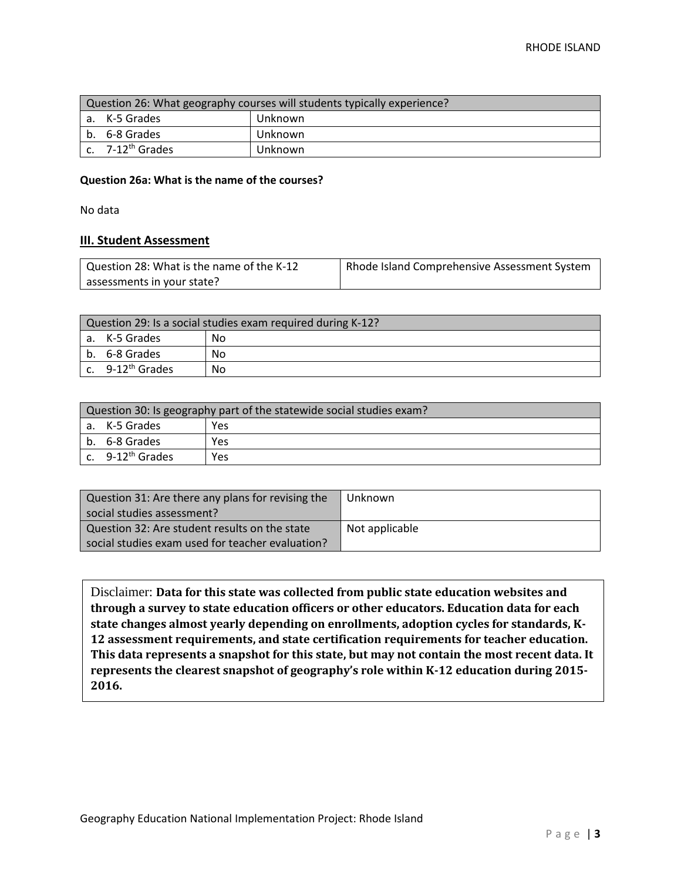| Question 26: What geography courses will students typically experience? | |
|---|---|
| a. K-5 Grades | Unknown |
| b. 6-8 Grades | Unknown |
| c. 7-12th Grades | Unknown |

**Question 26a: What is the name of the courses?**

No data

## III. Student Assessment

| | |
|---|---|
| Question 28: What is the name of the K-12 assessments in your state? | Rhode Island Comprehensive Assessment System |

| Question 29: Is a social studies exam required during K-12? | |
|---|---|
| a. K-5 Grades | No |
| b. 6-8 Grades | No |
| c. 9-12th Grades | No |

| Question 30: Is geography part of the statewide social studies exam? | |
|---|---|
| a. K-5 Grades | Yes |
| b. 6-8 Grades | Yes |
| c. 9-12th Grades | Yes |

| | |
|---|---|
| Question 31: Are there any plans for revising the social studies assessment? | Unknown |
| Question 32: Are student results on the state social studies exam used for teacher evaluation? | Not applicable |

Disclaimer: **Data for this state was collected from public state education websites and through a survey to state education officers or other educators. Education data for each state changes almost yearly depending on enrollments, adoption cycles for standards, K-12 assessment requirements, and state certification requirements for teacher education. This data represents a snapshot for this state, but may not contain the most recent data. It represents the clearest snapshot of geography's role within K-12 education during 2015-2016.**